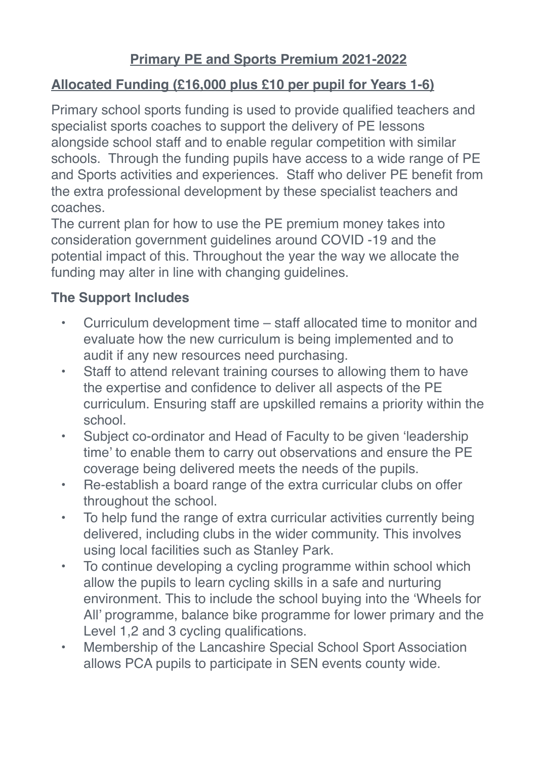# **Primary PE and Sports Premium 2021-2022**

## **Allocated Funding (£16,000 plus £10 per pupil for Years 1-6)**

Primary school sports funding is used to provide qualified teachers and specialist sports coaches to support the delivery of PE lessons alongside school staff and to enable regular competition with similar schools. Through the funding pupils have access to a wide range of PE and Sports activities and experiences. Staff who deliver PE benefit from the extra professional development by these specialist teachers and coaches.

The current plan for how to use the PE premium money takes into consideration government guidelines around COVID -19 and the potential impact of this. Throughout the year the way we allocate the funding may alter in line with changing guidelines.

### **The Support Includes**

- Curriculum development time – staff allocated time to monitor and evaluate how the new curriculum is being implemented and to audit if any new resources need purchasing.
- Staff to attend relevant training courses to allowing them to have the expertise and confidence to deliver all aspects of the PE curriculum. Ensuring staff are upskilled remains a priority within the school.
- Subject co-ordinator and Head of Faculty to be given 'leadership time' to enable them to carry out observations and ensure the PE coverage being delivered meets the needs of the pupils.
- Re-establish a board range of the extra curricular clubs on offer throughout the school.
- To help fund the range of extra curricular activities currently being delivered, including clubs in the wider community. This involves using local facilities such as Stanley Park.
- To continue developing a cycling programme within school which allow the pupils to learn cycling skills in a safe and nurturing environment. This to include the school buying into the 'Wheels for All' programme, balance bike programme for lower primary and the Level 1,2 and 3 cycling qualifications.
- Membership of the Lancashire Special School Sport Association allows PCA pupils to participate in SEN events county wide.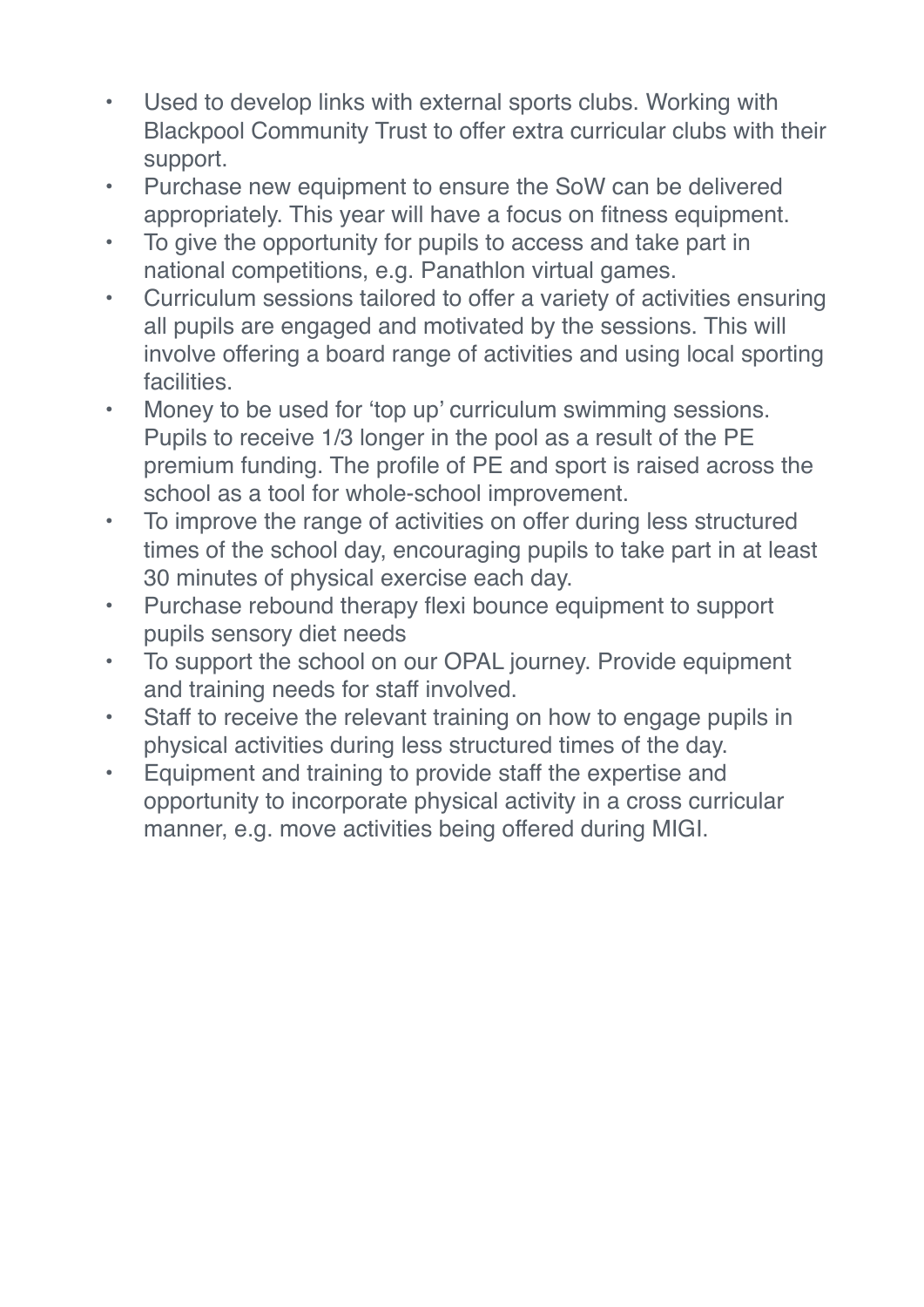- Used to develop links with external sports clubs. Working with Blackpool Community Trust to offer extra curricular clubs with their support.
- Purchase new equipment to ensure the SoW can be delivered appropriately. This year will have a focus on fitness equipment.
- To give the opportunity for pupils to access and take part in national competitions, e.g. Panathlon virtual games.
- Curriculum sessions tailored to offer a variety of activities ensuring all pupils are engaged and motivated by the sessions. This will involve offering a board range of activities and using local sporting facilities.
- Money to be used for 'top up' curriculum swimming sessions. Pupils to receive 1/3 longer in the pool as a result of the PE premium funding. The profile of PE and sport is raised across the school as a tool for whole-school improvement.
- To improve the range of activities on offer during less structured times of the school day, encouraging pupils to take part in at least 30 minutes of physical exercise each day.
- Purchase rebound therapy flexi bounce equipment to support pupils sensory diet needs
- To support the school on our OPAL journey. Provide equipment and training needs for staff involved.
- Staff to receive the relevant training on how to engage pupils in physical activities during less structured times of the day.
- Equipment and training to provide staff the expertise and opportunity to incorporate physical activity in a cross curricular manner, e.g. move activities being offered during MIGI.